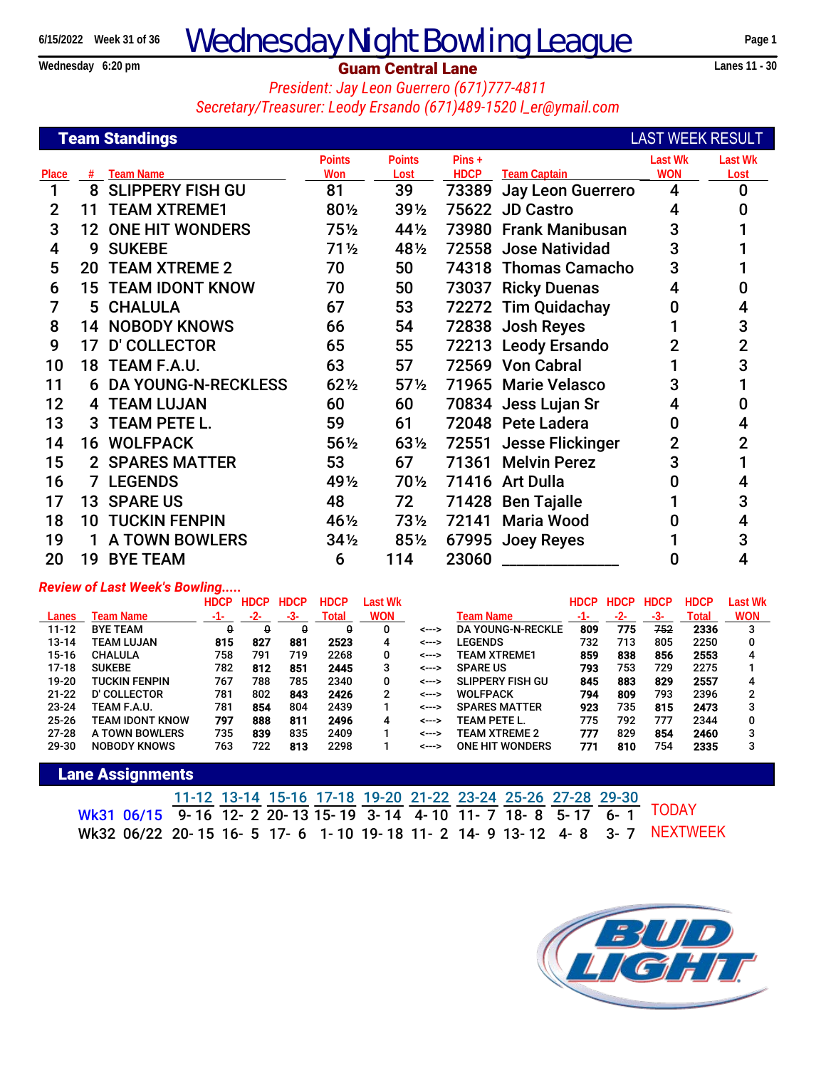6/15/2022 Week 31 of 36

# Wednesday Night Bowling League

Wednesday 6:20 pm

**Guam Central Lane**

Lanes 11 - 30

*President: Jay Leon Guerrero (671)777-4811*

*Secretary/Treasurer: Leody Ersando (671)489-1520 l_er@ymail.com*

## Team Standings

| Place | # | Team Name | Points Won | Points Lost | Pins + HDCP | Team Captain | Last Wk WON | Last Wk Lost |
|---|---|---|---|---|---|---|---|---|
| 1 | 8 | SLIPPERY FISH GU | 81 | 39 | 73389 | Jay Leon Guerrero | 4 | 0 |
| 2 | 11 | TEAM XTREME1 | 80½ | 39½ | 75622 | JD Castro | 4 | 0 |
| 3 | 12 | ONE HIT WONDERS | 75½ | 44½ | 73980 | Frank Manibusan | 3 | 1 |
| 4 | 9 | SUKEBE | 71½ | 48½ | 72558 | Jose Natividad | 3 | 1 |
| 5 | 20 | TEAM XTREME 2 | 70 | 50 | 74318 | Thomas Camacho | 3 | 1 |
| 6 | 15 | TEAM IDONT KNOW | 70 | 50 | 73037 | Ricky Duenas | 4 | 0 |
| 7 | 5 | CHALULA | 67 | 53 | 72272 | Tim Quidachay | 0 | 4 |
| 8 | 14 | NOBODY KNOWS | 66 | 54 | 72838 | Josh Reyes | 1 | 3 |
| 9 | 17 | D' COLLECTOR | 65 | 55 | 72213 | Leody Ersando | 2 | 2 |
| 10 | 18 | TEAM F.A.U. | 63 | 57 | 72569 | Von Cabral | 1 | 3 |
| 11 | 6 | DA YOUNG-N-RECKLESS | 62½ | 57½ | 71965 | Marie Velasco | 3 | 1 |
| 12 | 4 | TEAM LUJAN | 60 | 60 | 70834 | Jess Lujan Sr | 4 | 0 |
| 13 | 3 | TEAM PETE L. | 59 | 61 | 72048 | Pete Ladera | 0 | 4 |
| 14 | 16 | WOLFPACK | 56½ | 63½ | 72551 | Jesse Flickinger | 2 | 2 |
| 15 | 2 | SPARES MATTER | 53 | 67 | 71361 | Melvin Perez | 3 | 1 |
| 16 | 7 | LEGENDS | 49½ | 70½ | 71416 | Art Dulla | 0 | 4 |
| 17 | 13 | SPARE US | 48 | 72 | 71428 | Ben Tajalle | 1 | 3 |
| 18 | 10 | TUCKIN FENPIN | 46½ | 73½ | 72141 | Maria Wood | 0 | 4 |
| 19 | 1 | A TOWN BOWLERS | 34½ | 85½ | 67995 | Joey Reyes | 1 | 3 |
| 20 | 19 | BYE TEAM | 6 | 114 | 23060 | _____________ | 0 | 4 |

*Review of Last Week's Bowling.....*

| Lanes | Team Name | HDCP -1- | HDCP -2- | HDCP -3- | HDCP Total | Last Wk WON | | Team Name | HDCP -1- | HDCP -2- | HDCP -3- | HDCP Total | Last Wk WON |
|---|---|---|---|---|---|---|---|---|---|---|---|---|---|
| 11-12 | BYE TEAM | 0 | 0 | 0 | 0 | 0 | <---> | DA YOUNG-N-RECKLE | 809 | 775 | 752 | 2336 | 3 |
| 13-14 | TEAM LUJAN | 815 | 827 | 881 | 2523 | 4 | <---> | LEGENDS | 732 | 713 | 805 | 2250 | 0 |
| 15-16 | CHALULA | 758 | 791 | 719 | 2268 | 0 | <---> | TEAM XTREME1 | 859 | 838 | 856 | 2553 | 4 |
| 17-18 | SUKEBE | 782 | 812 | 851 | 2445 | 3 | <---> | SPARE US | 793 | 753 | 729 | 2275 | 1 |
| 19-20 | TUCKIN FENPIN | 767 | 788 | 785 | 2340 | 0 | <---> | SLIPPERY FISH GU | 845 | 883 | 829 | 2557 | 4 |
| 21-22 | D' COLLECTOR | 781 | 802 | 843 | 2426 | 2 | <---> | WOLFPACK | 794 | 809 | 793 | 2396 | 2 |
| 23-24 | TEAM F.A.U. | 781 | 854 | 804 | 2439 | 1 | <---> | SPARES MATTER | 923 | 735 | 815 | 2473 | 3 |
| 25-26 | TEAM IDONT KNOW | 797 | 888 | 811 | 2496 | 4 | <---> | TEAM PETE L. | 775 | 792 | 777 | 2344 | 0 |
| 27-28 | A TOWN BOWLERS | 735 | 839 | 835 | 2409 | 1 | <---> | TEAM XTREME 2 | 777 | 829 | 854 | 2460 | 3 |
| 29-30 | NOBODY KNOWS | 763 | 722 | 813 | 2298 | 1 | <---> | ONE HIT WONDERS | 771 | 810 | 754 | 2335 | 3 |

## Lane Assignments

| | 11-12 | 13-14 | 15-16 | 17-18 | 19-20 | 21-22 | 23-24 | 25-26 | 27-28 | 29-30 | |
|---|---|---|---|---|---|---|---|---|---|---|---|
| Wk31 06/15 | 9- 16 | 12- 2 | 20- 13 | 15- 19 | 3- 14 | 4- 10 | 11- 7 | 18- 8 | 5- 17 | 6- 1 | TODAY |
| Wk32 06/22 | 20- 15 | 16- 5 | 17- 6 | 1- 10 | 19- 18 | 11- 2 | 14- 9 | 13- 12 | 4- 8 | 3- 7 | NEXTWEEK |

BUD LIGHT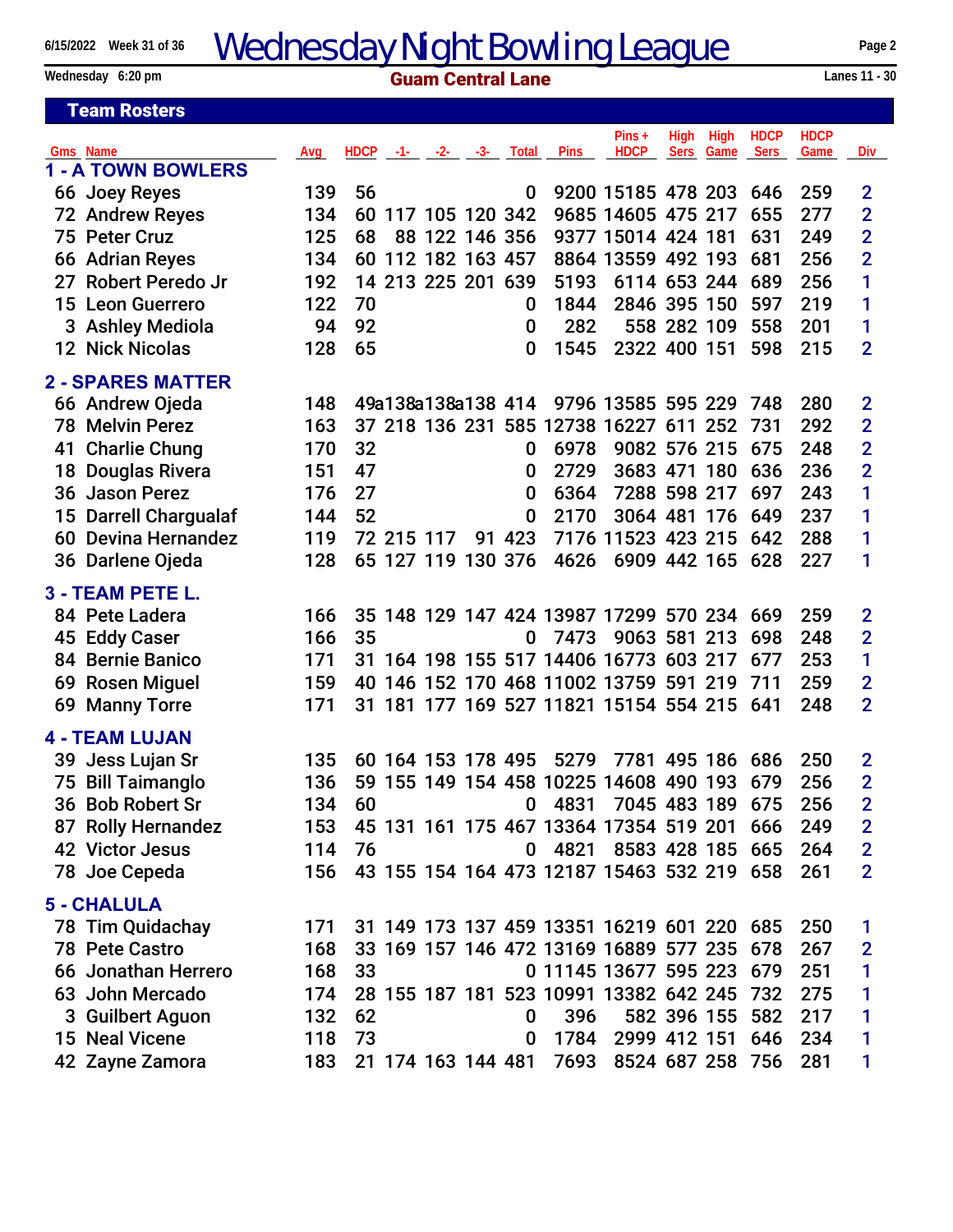# Wednesday Night Bowling League

6/15/2022 Week 31 of 36

Wednesday 6:20 pm

**Guam Central Lane**

Lanes 11 - 30

## Team Rosters

| Gms | Name | Avg | HDCP | -1- | -2- | -3- | Total | Pins | Pins + HDCP | High Sers | High Game | HDCP Sers | HDCP Game | Div |
|---|---|---|---|---|---|---|---|---|---|---|---|---|---|---|
| **1 - A TOWN BOWLERS** | | | | | | | | | | | | | | |
| 66 | Joey Reyes | 139 | 56 | | | | 0 | 9200 | 15185 | 478 | 203 | 646 | 259 | 2 |
| 72 | Andrew Reyes | 134 | 60 | 117 | 105 | 120 | 342 | 9685 | 14605 | 475 | 217 | 655 | 277 | 2 |
| 75 | Peter Cruz | 125 | 68 | 88 | 122 | 146 | 356 | 9377 | 15014 | 424 | 181 | 631 | 249 | 2 |
| 66 | Adrian Reyes | 134 | 60 | 112 | 182 | 163 | 457 | 8864 | 13559 | 492 | 193 | 681 | 256 | 2 |
| 27 | Robert Peredo Jr | 192 | 14 | 213 | 225 | 201 | 639 | 5193 | 6114 | 653 | 244 | 689 | 256 | 1 |
| 15 | Leon Guerrero | 122 | 70 | | | | 0 | 1844 | 2846 | 395 | 150 | 597 | 219 | 1 |
| 3 | Ashley Mediola | 94 | 92 | | | | 0 | 282 | 558 | 282 | 109 | 558 | 201 | 1 |
| 12 | Nick Nicolas | 128 | 65 | | | | 0 | 1545 | 2322 | 400 | 151 | 598 | 215 | 2 |
| **2 - SPARES MATTER** | | | | | | | | | | | | | | |
| 66 | Andrew Ojeda | 148 | 49 | a138 | a138 | a138 | 414 | 9796 | 13585 | 595 | 229 | 748 | 280 | 2 |
| 78 | Melvin Perez | 163 | 37 | 218 | 136 | 231 | 585 | 12738 | 16227 | 611 | 252 | 731 | 292 | 2 |
| 41 | Charlie Chung | 170 | 32 | | | | 0 | 6978 | 9082 | 576 | 215 | 675 | 248 | 2 |
| 18 | Douglas Rivera | 151 | 47 | | | | 0 | 2729 | 3683 | 471 | 180 | 636 | 236 | 2 |
| 36 | Jason Perez | 176 | 27 | | | | 0 | 6364 | 7288 | 598 | 217 | 697 | 243 | 1 |
| 15 | Darrell Chargualaf | 144 | 52 | | | | 0 | 2170 | 3064 | 481 | 176 | 649 | 237 | 1 |
| 60 | Devina Hernandez | 119 | 72 | 215 | 117 | 91 | 423 | 7176 | 11523 | 423 | 215 | 642 | 288 | 1 |
| 36 | Darlene Ojeda | 128 | 65 | 127 | 119 | 130 | 376 | 4626 | 6909 | 442 | 165 | 628 | 227 | 1 |
| **3 - TEAM PETE L.** | | | | | | | | | | | | | | |
| 84 | Pete Ladera | 166 | 35 | 148 | 129 | 147 | 424 | 13987 | 17299 | 570 | 234 | 669 | 259 | 2 |
| 45 | Eddy Caser | 166 | 35 | | | | 0 | 7473 | 9063 | 581 | 213 | 698 | 248 | 2 |
| 84 | Bernie Banico | 171 | 31 | 164 | 198 | 155 | 517 | 14406 | 16773 | 603 | 217 | 677 | 253 | 1 |
| 69 | Rosen Miguel | 159 | 40 | 146 | 152 | 170 | 468 | 11002 | 13759 | 591 | 219 | 711 | 259 | 2 |
| 69 | Manny Torre | 171 | 31 | 181 | 177 | 169 | 527 | 11821 | 15154 | 554 | 215 | 641 | 248 | 2 |
| **4 - TEAM LUJAN** | | | | | | | | | | | | | | |
| 39 | Jess Lujan Sr | 135 | 60 | 164 | 153 | 178 | 495 | 5279 | 7781 | 495 | 186 | 686 | 250 | 2 |
| 75 | Bill Taimanglo | 136 | 59 | 155 | 149 | 154 | 458 | 10225 | 14608 | 490 | 193 | 679 | 256 | 2 |
| 36 | Bob Robert Sr | 134 | 60 | | | | 0 | 4831 | 7045 | 483 | 189 | 675 | 256 | 2 |
| 87 | Rolly Hernandez | 153 | 45 | 131 | 161 | 175 | 467 | 13364 | 17354 | 519 | 201 | 666 | 249 | 2 |
| 42 | Victor Jesus | 114 | 76 | | | | 0 | 4821 | 8583 | 428 | 185 | 665 | 264 | 2 |
| 78 | Joe Cepeda | 156 | 43 | 155 | 154 | 164 | 473 | 12187 | 15463 | 532 | 219 | 658 | 261 | 2 |
| **5 - CHALULA** | | | | | | | | | | | | | | |
| 78 | Tim Quidachay | 171 | 31 | 149 | 173 | 137 | 459 | 13351 | 16219 | 601 | 220 | 685 | 250 | 1 |
| 78 | Pete Castro | 168 | 33 | 169 | 157 | 146 | 472 | 13169 | 16889 | 577 | 235 | 678 | 267 | 2 |
| 66 | Jonathan Herrero | 168 | 33 | | | | 0 | 11145 | 13677 | 595 | 223 | 679 | 251 | 1 |
| 63 | John Mercado | 174 | 28 | 155 | 187 | 181 | 523 | 10991 | 13382 | 642 | 245 | 732 | 275 | 1 |
| 3 | Guilbert Aguon | 132 | 62 | | | | 0 | 396 | 582 | 396 | 155 | 582 | 217 | 1 |
| 15 | Neal Vicene | 118 | 73 | | | | 0 | 1784 | 2999 | 412 | 151 | 646 | 234 | 1 |
| 42 | Zayne Zamora | 183 | 21 | 174 | 163 | 144 | 481 | 7693 | 8524 | 687 | 258 | 756 | 281 | 1 |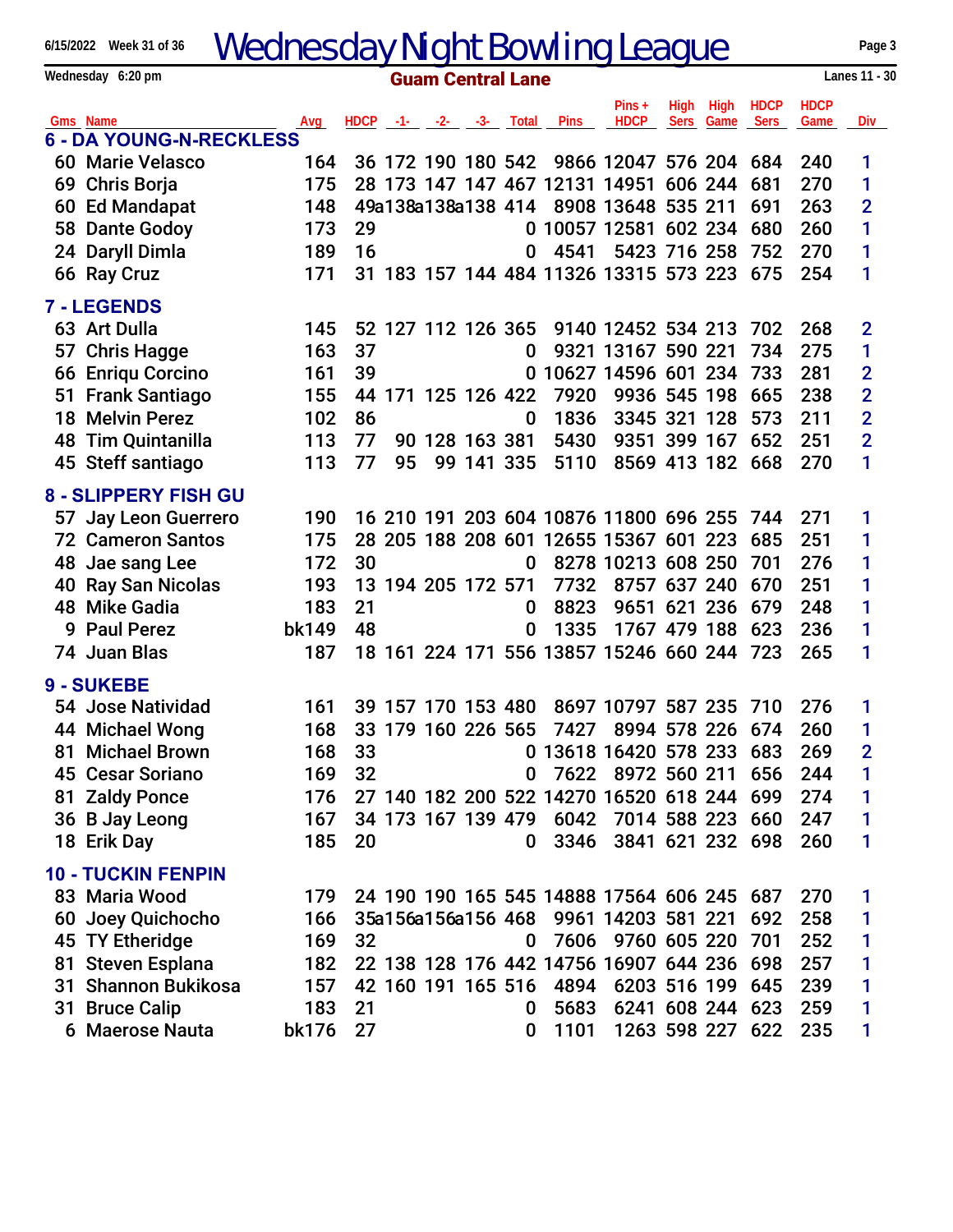# Wednesday Night Bowling League

6/15/2022 Week 31 of 36

Wednesday 6:20 pm

**Guam Central Lane**

Lanes 11 - 30

| Gms | Name | Avg | HDCP | -1- | -2- | -3- | Total | Pins | Pins + HDCP | High Sers | High Game | HDCP Sers | HDCP Game | Div |
|---|---|---|---|---|---|---|---|---|---|---|---|---|---|---|
| **6 - DA YOUNG-N-RECKLESS** | | | | | | | | | | | | | | |
| 60 | Marie Velasco | 164 | 36 | 172 | 190 | 180 | 542 | 9866 | 12047 | 576 | 204 | 684 | 240 | 1 |
| 69 | Chris Borja | 175 | 28 | 173 | 147 | 147 | 467 | 12131 | 14951 | 606 | 244 | 681 | 270 | 1 |
| 60 | Ed Mandapat | 148 | 49 | a138 | a138 | a138 | 414 | 8908 | 13648 | 535 | 211 | 691 | 263 | 2 |
| 58 | Dante Godoy | 173 | 29 | | | | 0 | 10057 | 12581 | 602 | 234 | 680 | 260 | 1 |
| 24 | Daryll Dimla | 189 | 16 | | | | 0 | 4541 | 5423 | 716 | 258 | 752 | 270 | 1 |
| 66 | Ray Cruz | 171 | 31 | 183 | 157 | 144 | 484 | 11326 | 13315 | 573 | 223 | 675 | 254 | 1 |
| **7 - LEGENDS** | | | | | | | | | | | | | | |
| 63 | Art Dulla | 145 | 52 | 127 | 112 | 126 | 365 | 9140 | 12452 | 534 | 213 | 702 | 268 | 2 |
| 57 | Chris Hagge | 163 | 37 | | | | 0 | 9321 | 13167 | 590 | 221 | 734 | 275 | 1 |
| 66 | Enriqu Corcino | 161 | 39 | | | | 0 | 10627 | 14596 | 601 | 234 | 733 | 281 | 2 |
| 51 | Frank Santiago | 155 | 44 | 171 | 125 | 126 | 422 | 7920 | 9936 | 545 | 198 | 665 | 238 | 2 |
| 18 | Melvin Perez | 102 | 86 | | | | 0 | 1836 | 3345 | 321 | 128 | 573 | 211 | 2 |
| 48 | Tim Quintanilla | 113 | 77 | 90 | 128 | 163 | 381 | 5430 | 9351 | 399 | 167 | 652 | 251 | 2 |
| 45 | Steff santiago | 113 | 77 | 95 | 99 | 141 | 335 | 5110 | 8569 | 413 | 182 | 668 | 270 | 1 |
| **8 - SLIPPERY FISH GU** | | | | | | | | | | | | | | |
| 57 | Jay Leon Guerrero | 190 | 16 | 210 | 191 | 203 | 604 | 10876 | 11800 | 696 | 255 | 744 | 271 | 1 |
| 72 | Cameron Santos | 175 | 28 | 205 | 188 | 208 | 601 | 12655 | 15367 | 601 | 223 | 685 | 251 | 1 |
| 48 | Jae sang Lee | 172 | 30 | | | | 0 | 8278 | 10213 | 608 | 250 | 701 | 276 | 1 |
| 40 | Ray San Nicolas | 193 | 13 | 194 | 205 | 172 | 571 | 7732 | 8757 | 637 | 240 | 670 | 251 | 1 |
| 48 | Mike Gadia | 183 | 21 | | | | 0 | 8823 | 9651 | 621 | 236 | 679 | 248 | 1 |
| 9 | Paul Perez | bk149 | 48 | | | | 0 | 1335 | 1767 | 479 | 188 | 623 | 236 | 1 |
| 74 | Juan Blas | 187 | 18 | 161 | 224 | 171 | 556 | 13857 | 15246 | 660 | 244 | 723 | 265 | 1 |
| **9 - SUKEBE** | | | | | | | | | | | | | | |
| 54 | Jose Natividad | 161 | 39 | 157 | 170 | 153 | 480 | 8697 | 10797 | 587 | 235 | 710 | 276 | 1 |
| 44 | Michael Wong | 168 | 33 | 179 | 160 | 226 | 565 | 7427 | 8994 | 578 | 226 | 674 | 260 | 1 |
| 81 | Michael Brown | 168 | 33 | | | | 0 | 13618 | 16420 | 578 | 233 | 683 | 269 | 2 |
| 45 | Cesar Soriano | 169 | 32 | | | | 0 | 7622 | 8972 | 560 | 211 | 656 | 244 | 1 |
| 81 | Zaldy Ponce | 176 | 27 | 140 | 182 | 200 | 522 | 14270 | 16520 | 618 | 244 | 699 | 274 | 1 |
| 36 | B Jay Leong | 167 | 34 | 173 | 167 | 139 | 479 | 6042 | 7014 | 588 | 223 | 660 | 247 | 1 |
| 18 | Erik Day | 185 | 20 | | | | 0 | 3346 | 3841 | 621 | 232 | 698 | 260 | 1 |
| **10 - TUCKIN FENPIN** | | | | | | | | | | | | | | |
| 83 | Maria Wood | 179 | 24 | 190 | 190 | 165 | 545 | 14888 | 17564 | 606 | 245 | 687 | 270 | 1 |
| 60 | Joey Quichocho | 166 | 35 | a156 | a156 | a156 | 468 | 9961 | 14203 | 581 | 221 | 692 | 258 | 1 |
| 45 | TY Etheridge | 169 | 32 | | | | 0 | 7606 | 9760 | 605 | 220 | 701 | 252 | 1 |
| 81 | Steven Esplana | 182 | 22 | 138 | 128 | 176 | 442 | 14756 | 16907 | 644 | 236 | 698 | 257 | 1 |
| 31 | Shannon Bukikosa | 157 | 42 | 160 | 191 | 165 | 516 | 4894 | 6203 | 516 | 199 | 645 | 239 | 1 |
| 31 | Bruce Calip | 183 | 21 | | | | 0 | 5683 | 6241 | 608 | 244 | 623 | 259 | 1 |
| 6 | Maerose Nauta | bk176 | 27 | | | | 0 | 1101 | 1263 | 598 | 227 | 622 | 235 | 1 |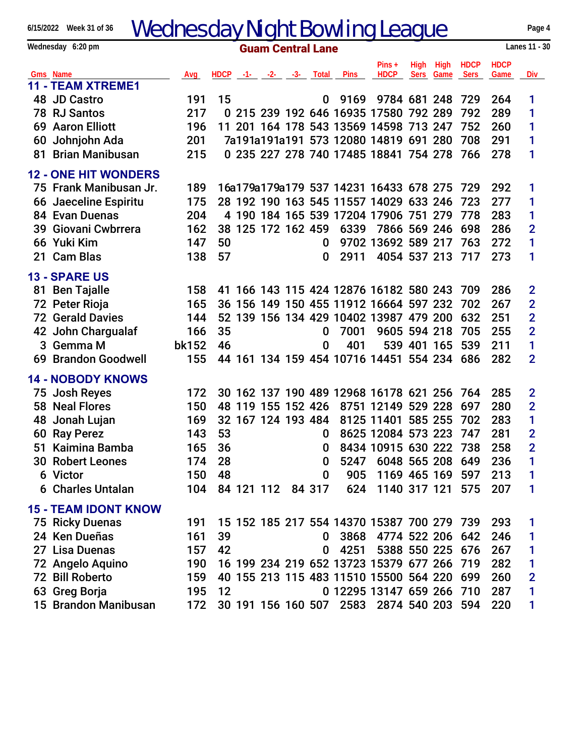# Wednesday Night Bowling League

6/15/2022 Week 31 of 36

Wednesday 6:20 pm

**Guam Central Lane**

Lanes 11 - 30

| Gms | Name | Avg | HDCP | -1- | -2- | -3- | Total | Pins | Pins + HDCP | High Sers | High Game | HDCP Sers | HDCP Game | Div |
|---|---|---|---|---|---|---|---|---|---|---|---|---|---|---|
| **11 - TEAM XTREME1** | | | | | | | | | | | | | | |
| 48 | JD Castro | 191 | 15 | | | | 0 | 9169 | 9784 | 681 | 248 | 729 | 264 | 1 |
| 78 | RJ Santos | 217 | 0 | 215 | 239 | 192 | 646 | 16935 | 17580 | 792 | 289 | 792 | 289 | 1 |
| 69 | Aaron Elliott | 196 | 11 | 201 | 164 | 178 | 543 | 13569 | 14598 | 713 | 247 | 752 | 260 | 1 |
| 60 | Johnjohn Ada | 201 | 7 | a191 | a191 | a191 | 573 | 12080 | 14819 | 691 | 280 | 708 | 291 | 1 |
| 81 | Brian Manibusan | 215 | 0 | 235 | 227 | 278 | 740 | 17485 | 18841 | 754 | 278 | 766 | 278 | 1 |
| **12 - ONE HIT WONDERS** | | | | | | | | | | | | | | |
| 75 | Frank Manibusan Jr. | 189 | 16 | a179 | a179 | a179 | 537 | 14231 | 16433 | 678 | 275 | 729 | 292 | 1 |
| 66 | Jaeceline Espiritu | 175 | 28 | 192 | 190 | 163 | 545 | 11557 | 14029 | 633 | 246 | 723 | 277 | 1 |
| 84 | Evan Duenas | 204 | 4 | 190 | 184 | 165 | 539 | 17204 | 17906 | 751 | 279 | 778 | 283 | 1 |
| 39 | Giovani Cwbrrera | 162 | 38 | 125 | 172 | 162 | 459 | 6339 | 7866 | 569 | 246 | 698 | 286 | 2 |
| 66 | Yuki Kim | 147 | 50 | | | | 0 | 9702 | 13692 | 589 | 217 | 763 | 272 | 1 |
| 21 | Cam Blas | 138 | 57 | | | | 0 | 2911 | 4054 | 537 | 213 | 717 | 273 | 1 |
| **13 - SPARE US** | | | | | | | | | | | | | | |
| 81 | Ben Tajalle | 158 | 41 | 166 | 143 | 115 | 424 | 12876 | 16182 | 580 | 243 | 709 | 286 | 2 |
| 72 | Peter Rioja | 165 | 36 | 156 | 149 | 150 | 455 | 11912 | 16664 | 597 | 232 | 702 | 267 | 2 |
| 72 | Gerald Davies | 144 | 52 | 139 | 156 | 134 | 429 | 10402 | 13987 | 479 | 200 | 632 | 251 | 2 |
| 42 | John Chargualaf | 166 | 35 | | | | 0 | 7001 | 9605 | 594 | 218 | 705 | 255 | 2 |
| 3 | Gemma M | bk152 | 46 | | | | 0 | 401 | 539 | 401 | 165 | 539 | 211 | 1 |
| 69 | Brandon Goodwell | 155 | 44 | 161 | 134 | 159 | 454 | 10716 | 14451 | 554 | 234 | 686 | 282 | 2 |
| **14 - NOBODY KNOWS** | | | | | | | | | | | | | | |
| 75 | Josh Reyes | 172 | 30 | 162 | 137 | 190 | 489 | 12968 | 16178 | 621 | 256 | 764 | 285 | 2 |
| 58 | Neal Flores | 150 | 48 | 119 | 155 | 152 | 426 | 8751 | 12149 | 529 | 228 | 697 | 280 | 2 |
| 48 | Jonah Lujan | 169 | 32 | 167 | 124 | 193 | 484 | 8125 | 11401 | 585 | 255 | 702 | 283 | 1 |
| 60 | Ray Perez | 143 | 53 | | | | 0 | 8625 | 12084 | 573 | 223 | 747 | 281 | 2 |
| 51 | Kaimina Bamba | 165 | 36 | | | | 0 | 8434 | 10915 | 630 | 222 | 738 | 258 | 2 |
| 30 | Robert Leones | 174 | 28 | | | | 0 | 5247 | 6048 | 565 | 208 | 649 | 236 | 1 |
| 6 | Victor | 150 | 48 | | | | 0 | 905 | 1169 | 465 | 169 | 597 | 213 | 1 |
| 6 | Charles Untalan | 104 | 84 | 121 | 112 | 84 | 317 | 624 | 1140 | 317 | 121 | 575 | 207 | 1 |
| **15 - TEAM IDONT KNOW** | | | | | | | | | | | | | | |
| 75 | Ricky Duenas | 191 | 15 | 152 | 185 | 217 | 554 | 14370 | 15387 | 700 | 279 | 739 | 293 | 1 |
| 24 | Ken Dueñas | 161 | 39 | | | | 0 | 3868 | 4774 | 522 | 206 | 642 | 246 | 1 |
| 27 | Lisa Duenas | 157 | 42 | | | | 0 | 4251 | 5388 | 550 | 225 | 676 | 267 | 1 |
| 72 | Angelo Aquino | 190 | 16 | 199 | 234 | 219 | 652 | 13723 | 15379 | 677 | 266 | 719 | 282 | 1 |
| 72 | Bill Roberto | 159 | 40 | 155 | 213 | 115 | 483 | 11510 | 15500 | 564 | 220 | 699 | 260 | 2 |
| 63 | Greg Borja | 195 | 12 | | | | 0 | 12295 | 13147 | 659 | 266 | 710 | 287 | 1 |
| 15 | Brandon Manibusan | 172 | 30 | 191 | 156 | 160 | 507 | 2583 | 2874 | 540 | 203 | 594 | 220 | 1 |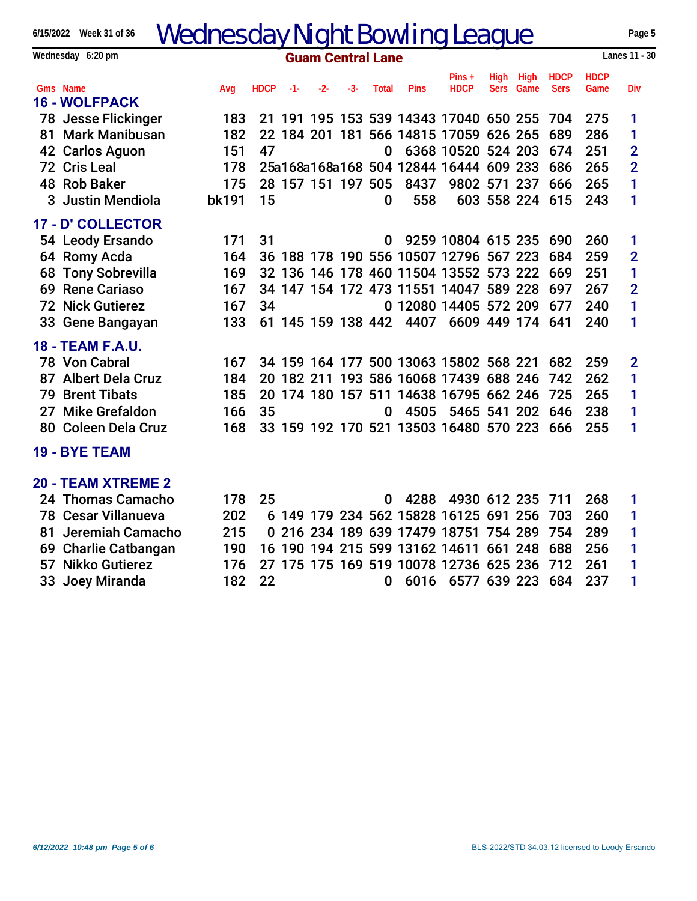# Wednesday Night Bowling League

**Guam Central Lane**

Wednesday 6:20 pm — Lanes 11 - 30

6/15/2022 Week 31 of 36

| Gms | Name | Avg | HDCP | -1- | -2- | -3- | Total | Pins | Pins + HDCP | High Sers | High Game | HDCP Sers | HDCP Game | Div |
|---|---|---|---|---|---|---|---|---|---|---|---|---|---|---|
| **16 - WOLFPACK** | | | | | | | | | | | | | | |
| 78 | Jesse Flickinger | 183 | 21 | 191 | 195 | 153 | 539 | 14343 | 17040 | 650 | 255 | 704 | 275 | 1 |
| 81 | Mark Manibusan | 182 | 22 | 184 | 201 | 181 | 566 | 14815 | 17059 | 626 | 265 | 689 | 286 | 1 |
| 42 | Carlos Aguon | 151 | 47 | | | | 0 | 6368 | 10520 | 524 | 203 | 674 | 251 | 2 |
| 72 | Cris Leal | 178 | 25 | a168 | a168 | a168 | 504 | 12844 | 16444 | 609 | 233 | 686 | 265 | 2 |
| 48 | Rob Baker | 175 | 28 | 157 | 151 | 197 | 505 | 8437 | 9802 | 571 | 237 | 666 | 265 | 1 |
| 3 | Justin Mendiola | bk191 | 15 | | | | 0 | 558 | 603 | 558 | 224 | 615 | 243 | 1 |
| **17 - D' COLLECTOR** | | | | | | | | | | | | | | |
| 54 | Leody Ersando | 171 | 31 | | | | 0 | 9259 | 10804 | 615 | 235 | 690 | 260 | 1 |
| 64 | Romy Acda | 164 | 36 | 188 | 178 | 190 | 556 | 10507 | 12796 | 567 | 223 | 684 | 259 | 2 |
| 68 | Tony Sobrevilla | 169 | 32 | 136 | 146 | 178 | 460 | 11504 | 13552 | 573 | 222 | 669 | 251 | 1 |
| 69 | Rene Cariaso | 167 | 34 | 147 | 154 | 172 | 473 | 11551 | 14047 | 589 | 228 | 697 | 267 | 2 |
| 72 | Nick Gutierez | 167 | 34 | | | | 0 | 12080 | 14405 | 572 | 209 | 677 | 240 | 1 |
| 33 | Gene Bangayan | 133 | 61 | 145 | 159 | 138 | 442 | 4407 | 6609 | 449 | 174 | 641 | 240 | 1 |
| **18 - TEAM F.A.U.** | | | | | | | | | | | | | | |
| 78 | Von Cabral | 167 | 34 | 159 | 164 | 177 | 500 | 13063 | 15802 | 568 | 221 | 682 | 259 | 2 |
| 87 | Albert Dela Cruz | 184 | 20 | 182 | 211 | 193 | 586 | 16068 | 17439 | 688 | 246 | 742 | 262 | 1 |
| 79 | Brent Tibats | 185 | 20 | 174 | 180 | 157 | 511 | 14638 | 16795 | 662 | 246 | 725 | 265 | 1 |
| 27 | Mike Grefaldon | 166 | 35 | | | | 0 | 4505 | 5465 | 541 | 202 | 646 | 238 | 1 |
| 80 | Coleen Dela Cruz | 168 | 33 | 159 | 192 | 170 | 521 | 13503 | 16480 | 570 | 223 | 666 | 255 | 1 |
| **19 - BYE TEAM** | | | | | | | | | | | | | | |
| **20 - TEAM XTREME 2** | | | | | | | | | | | | | | |
| 24 | Thomas Camacho | 178 | 25 | | | | 0 | 4288 | 4930 | 612 | 235 | 711 | 268 | 1 |
| 78 | Cesar Villanueva | 202 | 6 | 149 | 179 | 234 | 562 | 15828 | 16125 | 691 | 256 | 703 | 260 | 1 |
| 81 | Jeremiah Camacho | 215 | 0 | 216 | 234 | 189 | 639 | 17479 | 18751 | 754 | 289 | 754 | 289 | 1 |
| 69 | Charlie Catbangan | 190 | 16 | 190 | 194 | 215 | 599 | 13162 | 14611 | 661 | 248 | 688 | 256 | 1 |
| 57 | Nikko Gutierez | 176 | 27 | 175 | 175 | 169 | 519 | 10078 | 12736 | 625 | 236 | 712 | 261 | 1 |
| 33 | Joey Miranda | 182 | 22 | | | | 0 | 6016 | 6577 | 639 | 223 | 684 | 237 | 1 |

*6/12/2022 10:48 pm*

BLS-2022/STD 34.03.12 licensed to Leody Ersando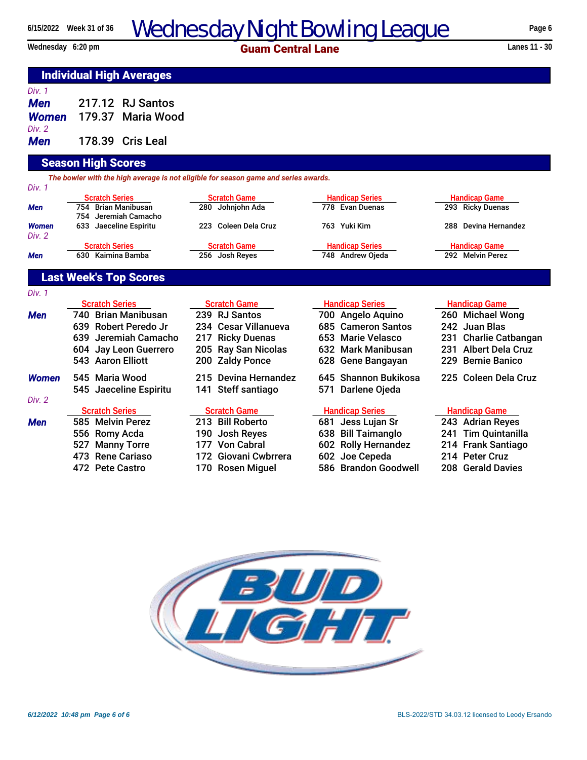# Wednesday Night Bowling League

**Guam Central Lane**

6/15/2022 Week 31 of 36

Wednesday 6:20 pm — Lanes 11 - 30

## Individual High Averages

*Div. 1*

| | | |
|---|---|---|
| **Men** | 217.12 | RJ Santos |
| **Women** | 179.37 | Maria Wood |

*Div. 2*

| | | |
|---|---|---|
| **Men** | 178.39 | Cris Leal |

## Season High Scores

*The bowler with the high average is not eligible for season game and series awards.*

*Div. 1*

| | Scratch Series | Scratch Game | Handicap Series | Handicap Game |
|---|---|---|---|---|
| **Men** | 754 Brian Manibusan | 280 Johnjohn Ada | 778 Evan Duenas | 293 Ricky Duenas |
| | 754 Jeremiah Camacho | | | |
| **Women** | 633 Jaeceline Espiritu | 223 Coleen Dela Cruz | 763 Yuki Kim | 288 Devina Hernandez |

*Div. 2*

| | Scratch Series | Scratch Game | Handicap Series | Handicap Game |
|---|---|---|---|---|
| **Men** | 630 Kaimina Bamba | 256 Josh Reyes | 748 Andrew Ojeda | 292 Melvin Perez |

## Last Week's Top Scores

*Div. 1*

| | Scratch Series | Scratch Game | Handicap Series | Handicap Game |
|---|---|---|---|---|
| **Men** | 740 Brian Manibusan | 239 RJ Santos | 700 Angelo Aquino | 260 Michael Wong |
| | 639 Robert Peredo Jr | 234 Cesar Villanueva | 685 Cameron Santos | 242 Juan Blas |
| | 639 Jeremiah Camacho | 217 Ricky Duenas | 653 Marie Velasco | 231 Charlie Catbangan |
| | 604 Jay Leon Guerrero | 205 Ray San Nicolas | 632 Mark Manibusan | 231 Albert Dela Cruz |
| | 543 Aaron Elliott | 200 Zaldy Ponce | 628 Gene Bangayan | 229 Bernie Banico |
| **Women** | 545 Maria Wood | 215 Devina Hernandez | 645 Shannon Bukikosa | 225 Coleen Dela Cruz |
| | 545 Jaeceline Espiritu | 141 Steff santiago | 571 Darlene Ojeda | |

*Div. 2*

| | Scratch Series | Scratch Game | Handicap Series | Handicap Game |
|---|---|---|---|---|
| **Men** | 585 Melvin Perez | 213 Bill Roberto | 681 Jess Lujan Sr | 243 Adrian Reyes |
| | 556 Romy Acda | 190 Josh Reyes | 638 Bill Taimanglo | 241 Tim Quintanilla |
| | 527 Manny Torre | 177 Von Cabral | 602 Rolly Hernandez | 214 Frank Santiago |
| | 473 Rene Cariaso | 172 Giovani Cwbrrera | 602 Joe Cepeda | 214 Peter Cruz |
| | 472 Pete Castro | 170 Rosen Miguel | 586 Brandon Goodwell | 208 Gerald Davies |

BUD LIGHT

6/12/2022 10:48 pm

BLS-2022/STD 34.03.12 licensed to Leody Ersando